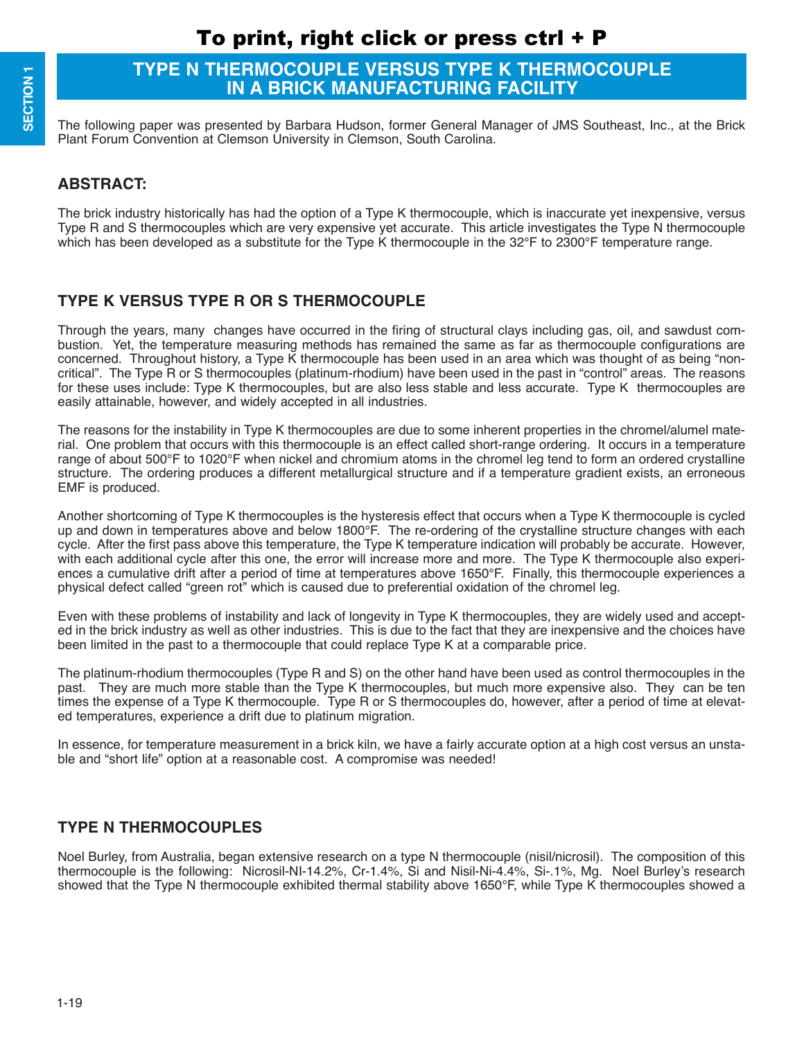To print, right click or press ctrl + P

# TYPE N THERMOCOUPLE VERSUS TYPE K THERMOCOUPLE IN A BRICK MANUFACTURING FACILITY

The following paper was presented by Barbara Hudson, former General Manager of JMS Southeast, Inc., at the Brick Plant Forum Convention at Clemson University in Clemson, South Carolina.

## ABSTRACT:

The brick industry historically has had the option of a Type K thermocouple, which is inaccurate yet inexpensive, versus Type R and S thermocouples which are very expensive yet accurate. This article investigates the Type N thermocouple which has been developed as a substitute for the Type K thermocouple in the 32°F to 2300°F temperature range.

## TYPE K VERSUS TYPE R OR S THERMOCOUPLE

Through the years, many changes have occurred in the firing of structural clays including gas, oil, and sawdust combustion. Yet, the temperature measuring methods has remained the same as far as thermocouple configurations are concerned. Throughout history, a Type K thermocouple has been used in an area which was thought of as being "non-critical". The Type R or S thermocouples (platinum-rhodium) have been used in the past in "control" areas. The reasons for these uses include: Type K thermocouples, but are also less stable and less accurate. Type K thermocouples are easily attainable, however, and widely accepted in all industries.

The reasons for the instability in Type K thermocouples are due to some inherent properties in the chromel/alumel material. One problem that occurs with this thermocouple is an effect called short-range ordering. It occurs in a temperature range of about 500°F to 1020°F when nickel and chromium atoms in the chromel leg tend to form an ordered crystalline structure. The ordering produces a different metallurgical structure and if a temperature gradient exists, an erroneous EMF is produced.

Another shortcoming of Type K thermocouples is the hysteresis effect that occurs when a Type K thermocouple is cycled up and down in temperatures above and below 1800°F. The re-ordering of the crystalline structure changes with each cycle. After the first pass above this temperature, the Type K temperature indication will probably be accurate. However, with each additional cycle after this one, the error will increase more and more. The Type K thermocouple also experiences a cumulative drift after a period of time at temperatures above 1650°F. Finally, this thermocouple experiences a physical defect called "green rot" which is caused due to preferential oxidation of the chromel leg.

Even with these problems of instability and lack of longevity in Type K thermocouples, they are widely used and accepted in the brick industry as well as other industries. This is due to the fact that they are inexpensive and the choices have been limited in the past to a thermocouple that could replace Type K at a comparable price.

The platinum-rhodium thermocouples (Type R and S) on the other hand have been used as control thermocouples in the past. They are much more stable than the Type K thermocouples, but much more expensive also. They can be ten times the expense of a Type K thermocouple. Type R or S thermocouples do, however, after a period of time at elevated temperatures, experience a drift due to platinum migration.

In essence, for temperature measurement in a brick kiln, we have a fairly accurate option at a high cost versus an unstable and "short life" option at a reasonable cost. A compromise was needed!

## TYPE N THERMOCOUPLES

Noel Burley, from Australia, began extensive research on a type N thermocouple (nisil/nicrosil). The composition of this thermocouple is the following: Nicrosil-NI-14.2%, Cr-1.4%, Si and Nisil-Ni-4.4%, Si-.1%, Mg. Noel Burley's research showed that the Type N thermocouple exhibited thermal stability above 1650°F, while Type K thermocouples showed a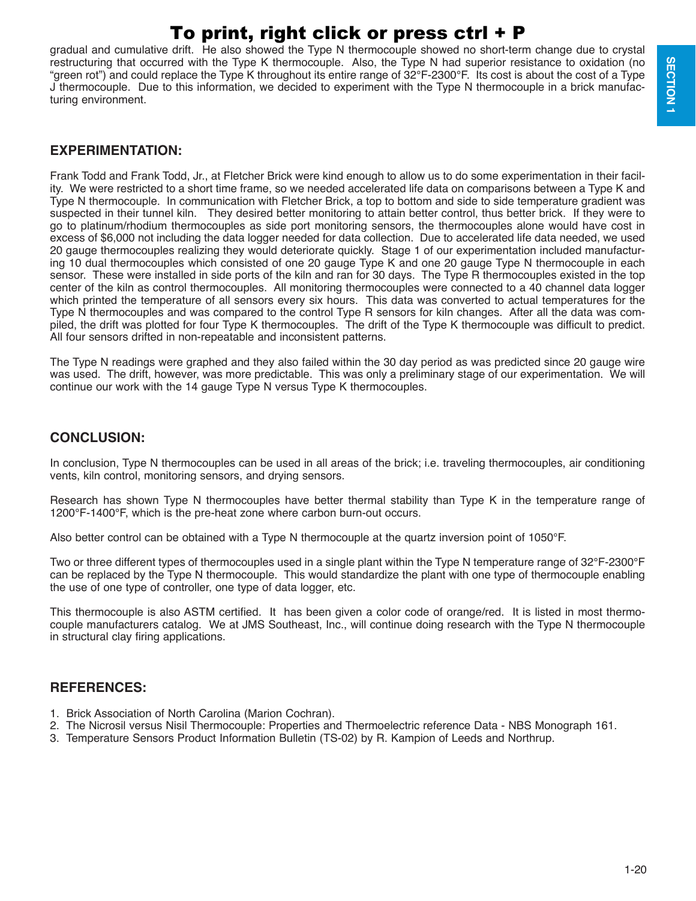gradual and cumulative drift. He also showed the Type N thermocouple showed no short-term change due to crystal restructuring that occurred with the Type K thermocouple. Also, the Type N had superior resistance to oxidation (no "green rot") and could replace the Type K throughout its entire range of 32°F-2300°F. Its cost is about the cost of a Type J thermocouple. Due to this information, we decided to experiment with the Type N thermocouple in a brick manufacturing environment.

## EXPERIMENTATION:

Frank Todd and Frank Todd, Jr., at Fletcher Brick were kind enough to allow us to do some experimentation in their facility. We were restricted to a short time frame, so we needed accelerated life data on comparisons between a Type K and Type N thermocouple. In communication with Fletcher Brick, a top to bottom and side to side temperature gradient was suspected in their tunnel kiln. They desired better monitoring to attain better control, thus better brick. If they were to go to platinum/rhodium thermocouples as side port monitoring sensors, the thermocouples alone would have cost in excess of $6,000 not including the data logger needed for data collection. Due to accelerated life data needed, we used 20 gauge thermocouples realizing they would deteriorate quickly. Stage 1 of our experimentation included manufacturing 10 dual thermocouples which consisted of one 20 gauge Type K and one 20 gauge Type N thermocouple in each sensor. These were installed in side ports of the kiln and ran for 30 days. The Type R thermocouples existed in the top center of the kiln as control thermocouples. All monitoring thermocouples were connected to a 40 channel data logger which printed the temperature of all sensors every six hours. This data was converted to actual temperatures for the Type N thermocouples and was compared to the control Type R sensors for kiln changes. After all the data was compiled, the drift was plotted for four Type K thermocouples. The drift of the Type K thermocouple was difficult to predict. All four sensors drifted in non-repeatable and inconsistent patterns.

The Type N readings were graphed and they also failed within the 30 day period as was predicted since 20 gauge wire was used. The drift, however, was more predictable. This was only a preliminary stage of our experimentation. We will continue our work with the 14 gauge Type N versus Type K thermocouples.

## CONCLUSION:

In conclusion, Type N thermocouples can be used in all areas of the brick; i.e. traveling thermocouples, air conditioning vents, kiln control, monitoring sensors, and drying sensors.

Research has shown Type N thermocouples have better thermal stability than Type K in the temperature range of 1200°F-1400°F, which is the pre-heat zone where carbon burn-out occurs.

Also better control can be obtained with a Type N thermocouple at the quartz inversion point of 1050°F.

Two or three different types of thermocouples used in a single plant within the Type N temperature range of 32°F-2300°F can be replaced by the Type N thermocouple. This would standardize the plant with one type of thermocouple enabling the use of one type of controller, one type of data logger, etc.

This thermocouple is also ASTM certified. It has been given a color code of orange/red. It is listed in most thermocouple manufacturers catalog. We at JMS Southeast, Inc., will continue doing research with the Type N thermocouple in structural clay firing applications.

## REFERENCES:

1. Brick Association of North Carolina (Marion Cochran).
2. The Nicrosil versus Nisil Thermocouple: Properties and Thermoelectric reference Data - NBS Monograph 161.
3. Temperature Sensors Product Information Bulletin (TS-02) by R. Kampion of Leeds and Northrup.